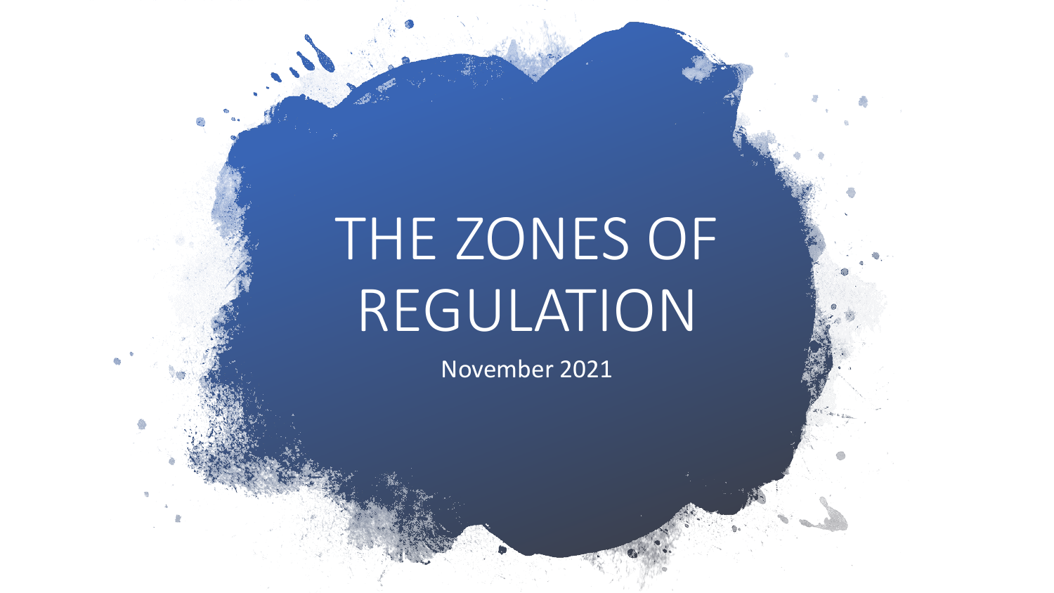# THE ZONES OF REGULATION

November 2021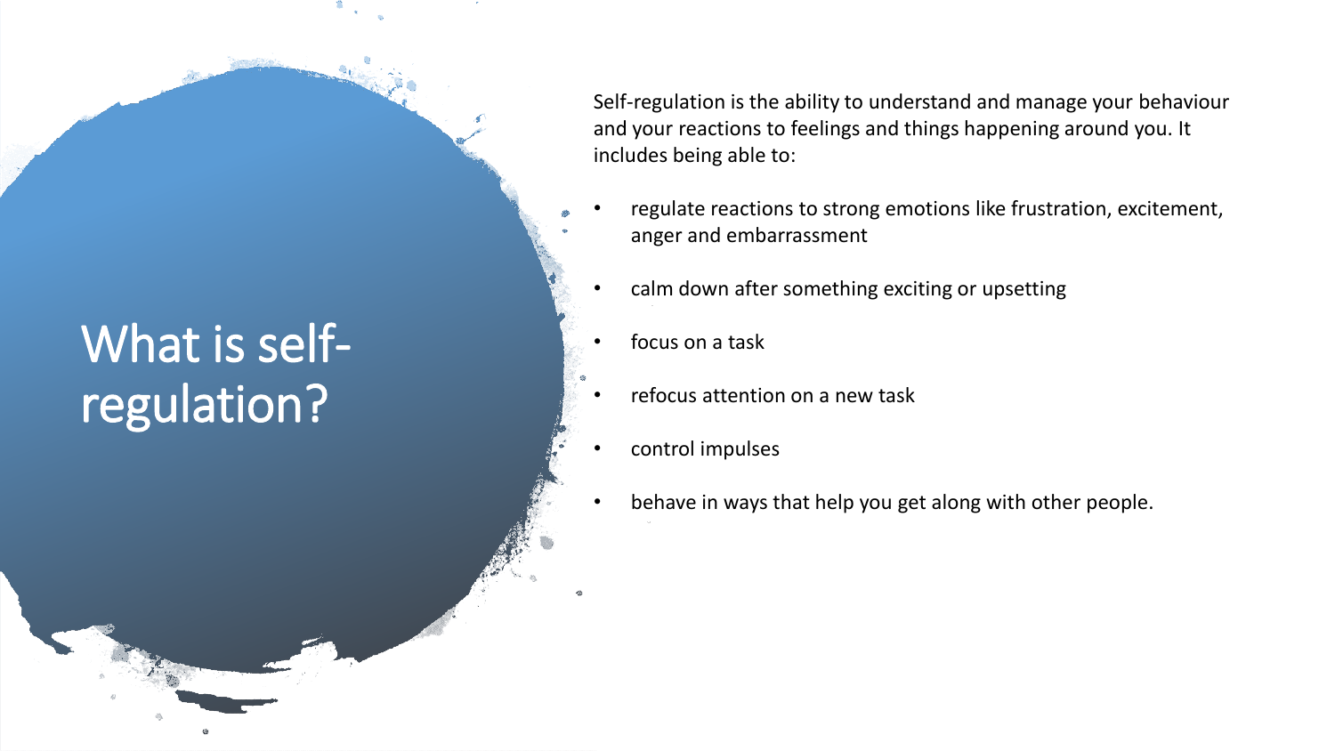# What is self-regulation?

Self-regulation is the ability to understand and manage your behaviour and your reactions to feelings and things happening around you. It includes being able to:

- regulate reactions to strong emotions like frustration, excitement, anger and embarrassment
- calm down after something exciting or upsetting
- focus on a task
- refocus attention on a new task
- control impulses
- behave in ways that help you get along with other people.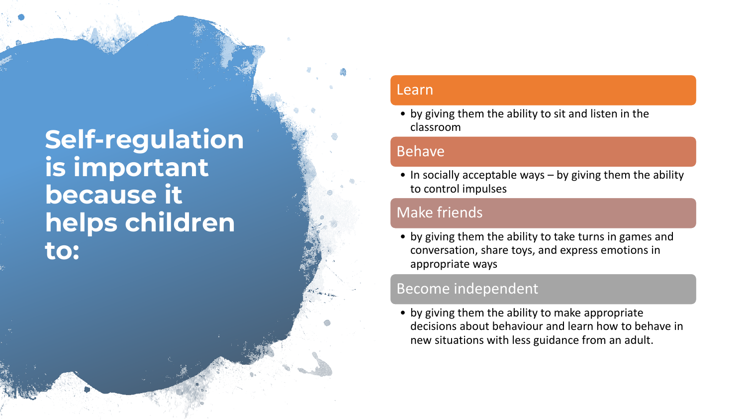# Self-regulation is important because it helps children to:

## Learn

- by giving them the ability to sit and listen in the classroom

## Behave

- In socially acceptable ways – by giving them the ability to control impulses

## Make friends

- by giving them the ability to take turns in games and conversation, share toys, and express emotions in appropriate ways

## Become independent

- by giving them the ability to make appropriate decisions about behaviour and learn how to behave in new situations with less guidance from an adult.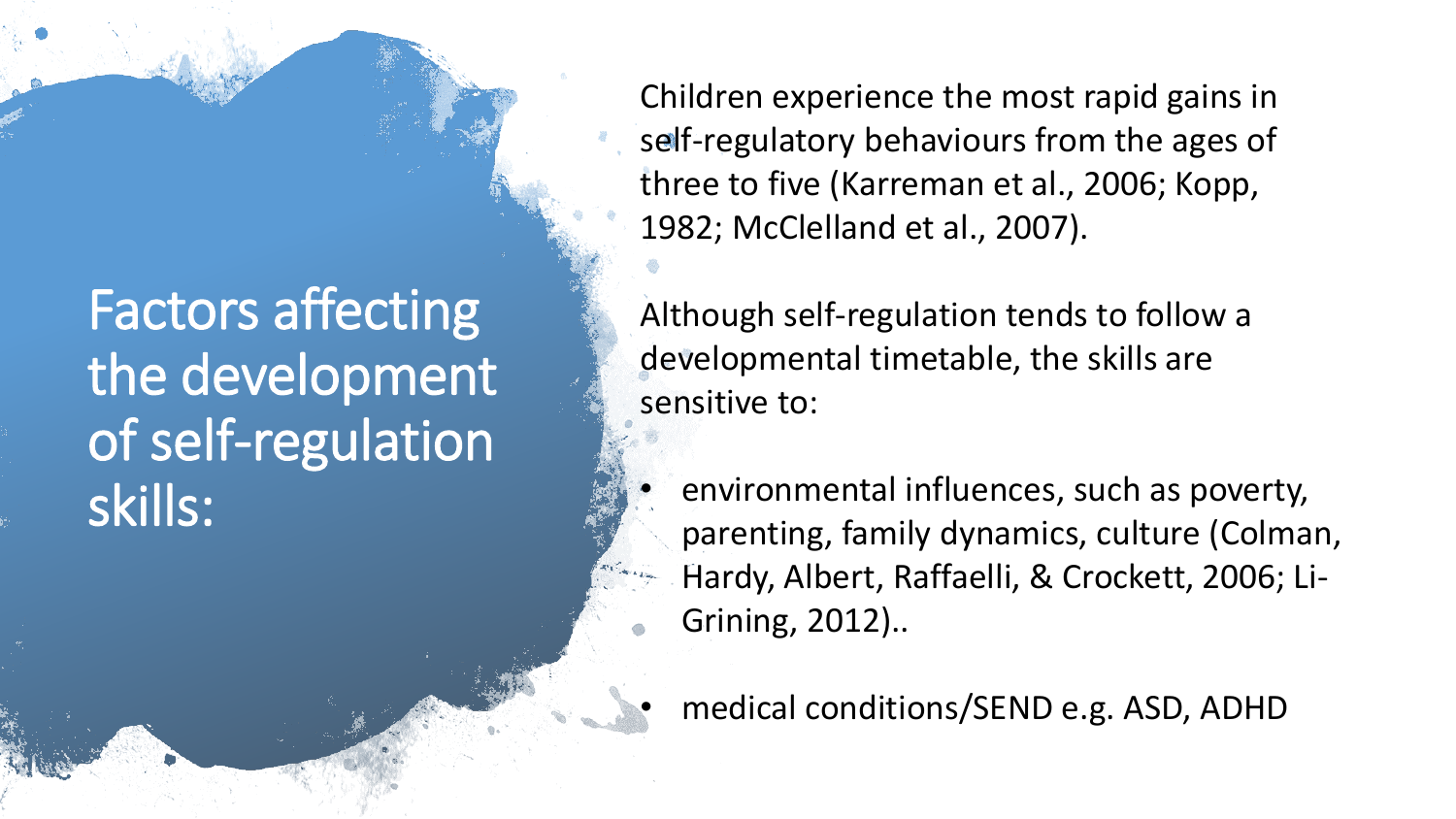# Factors affecting the development of self-regulation skills:

Children experience the most rapid gains in self-regulatory behaviours from the ages of three to five (Karreman et al., 2006; Kopp, 1982; McClelland et al., 2007).

Although self-regulation tends to follow a developmental timetable, the skills are sensitive to:

- environmental influences, such as poverty, parenting, family dynamics, culture (Colman, Hardy, Albert, Raffaelli, & Crockett, 2006; Li-Grining, 2012)..
- medical conditions/SEND e.g. ASD, ADHD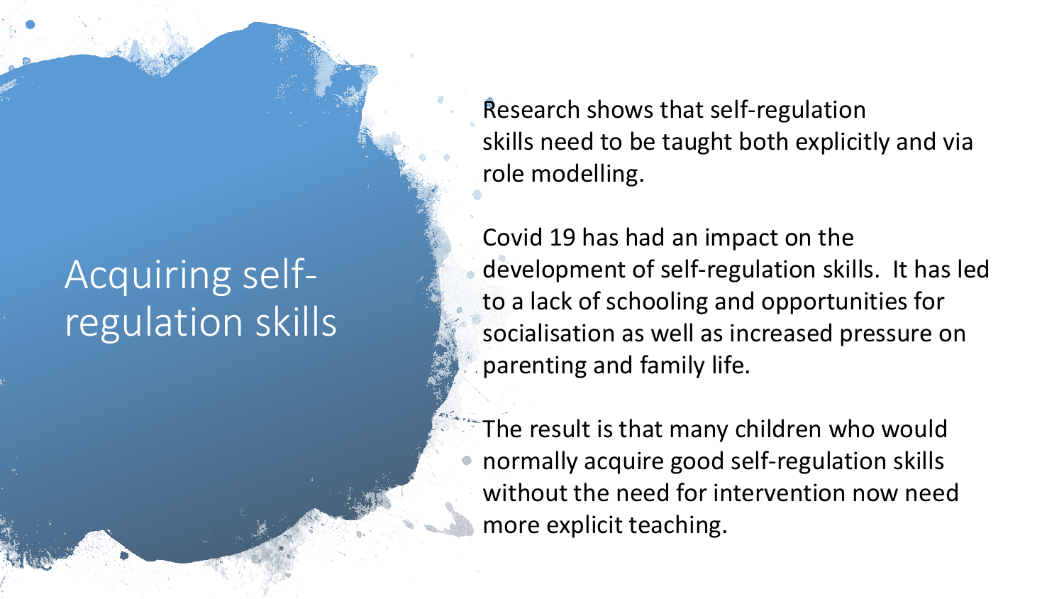# Acquiring self-regulation skills

Research shows that self-regulation skills need to be taught both explicitly and via role modelling.

Covid 19 has had an impact on the development of self-regulation skills. It has led to a lack of schooling and opportunities for socialisation as well as increased pressure on parenting and family life.

The result is that many children who would normally acquire good self-regulation skills without the need for intervention now need more explicit teaching.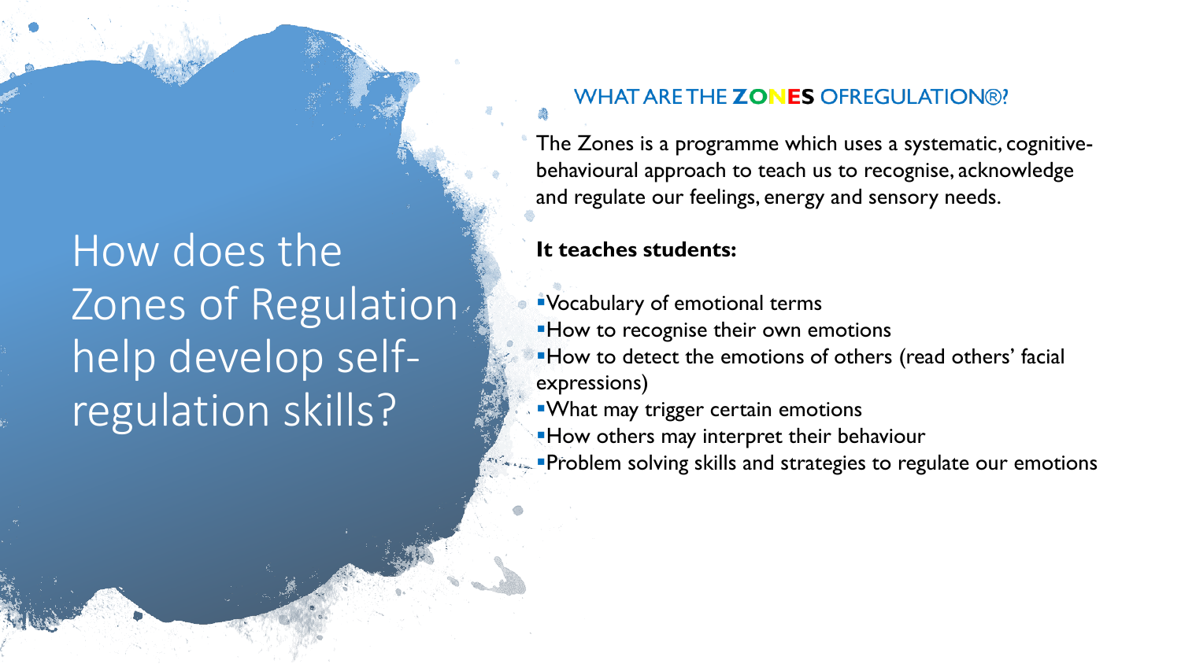# How does the Zones of Regulation help develop self-regulation skills?

## WHAT ARE THE ZONES OFREGULATION®?

The Zones is a programme which uses a systematic, cognitive-behavioural approach to teach us to recognise, acknowledge and regulate our feelings, energy and sensory needs.

**It teaches students:**

- Vocabulary of emotional terms
- How to recognise their own emotions
- How to detect the emotions of others (read others' facial expressions)
- What may trigger certain emotions
- How others may interpret their behaviour
- Problem solving skills and strategies to regulate our emotions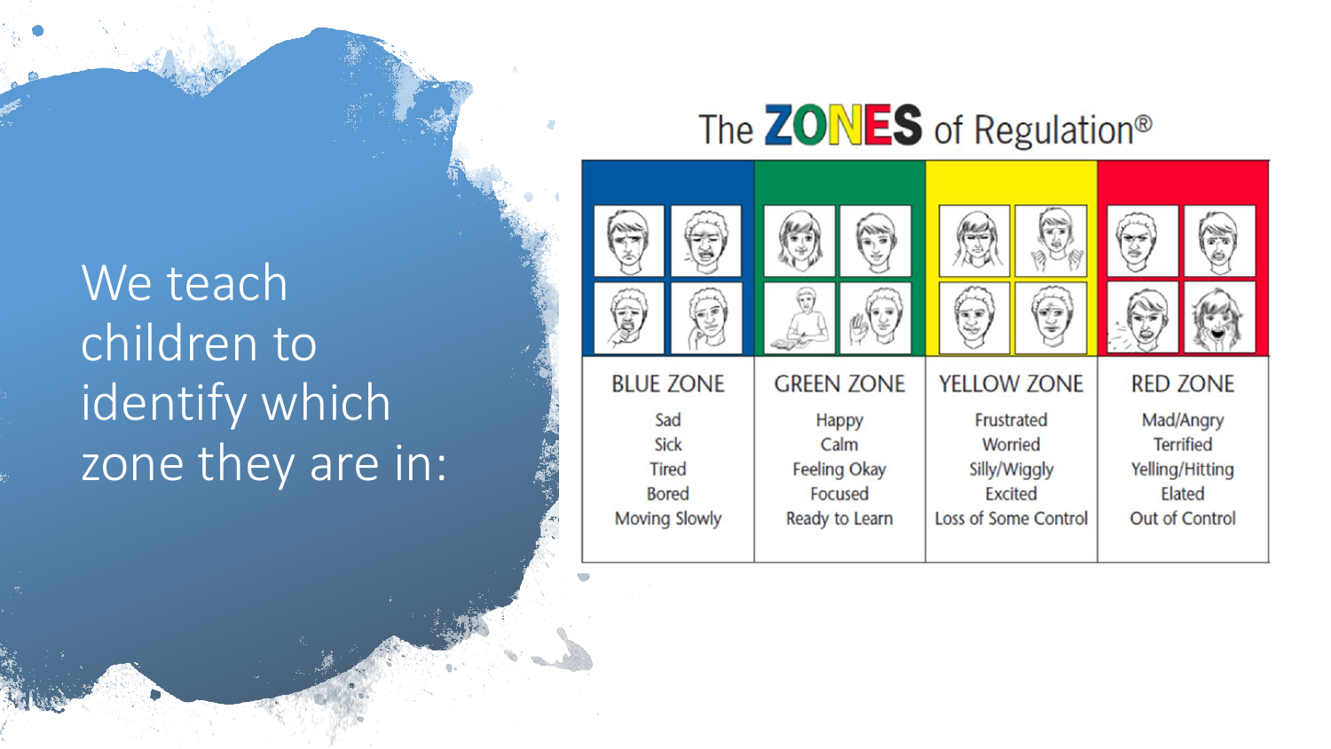We teach children to identify which zone they are in:

## The ZONES of Regulation®

| BLUE ZONE | GREEN ZONE | YELLOW ZONE | RED ZONE |
| --- | --- | --- | --- |
| Sad | Happy | Frustrated | Mad/Angry |
| Sick | Calm | Worried | Terrified |
| Tired | Feeling Okay | Silly/Wiggly | Yelling/Hitting |
| Bored | Focused | Excited | Elated |
| Moving Slowly | Ready to Learn | Loss of Some Control | Out of Control |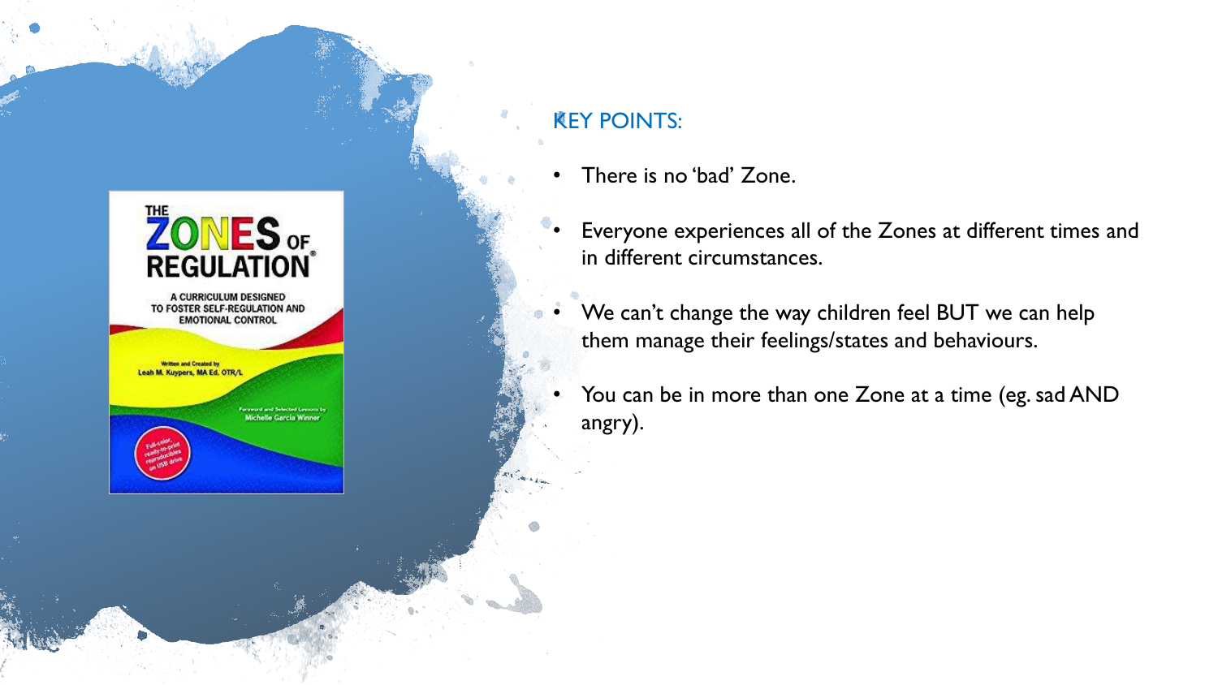## KEY POINTS:

- There is no 'bad' Zone.
- Everyone experiences all of the Zones at different times and in different circumstances.
- We can't change the way children feel BUT we can help them manage their feelings/states and behaviours.
- You can be in more than one Zone at a time (eg. sad AND angry).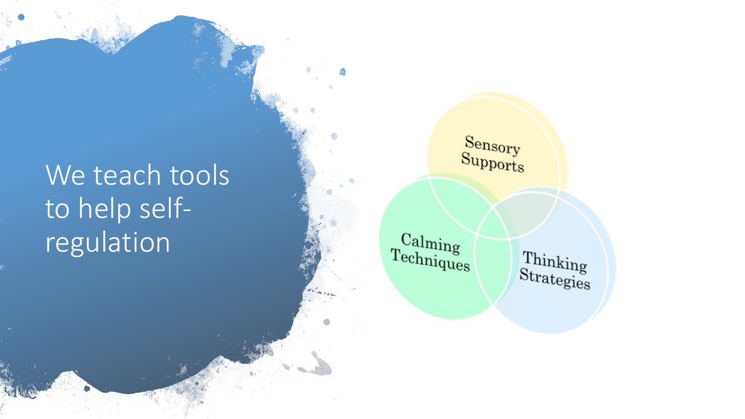# We teach tools to help self-regulation

- Sensory Supports
- Calming Techniques
- Thinking Strategies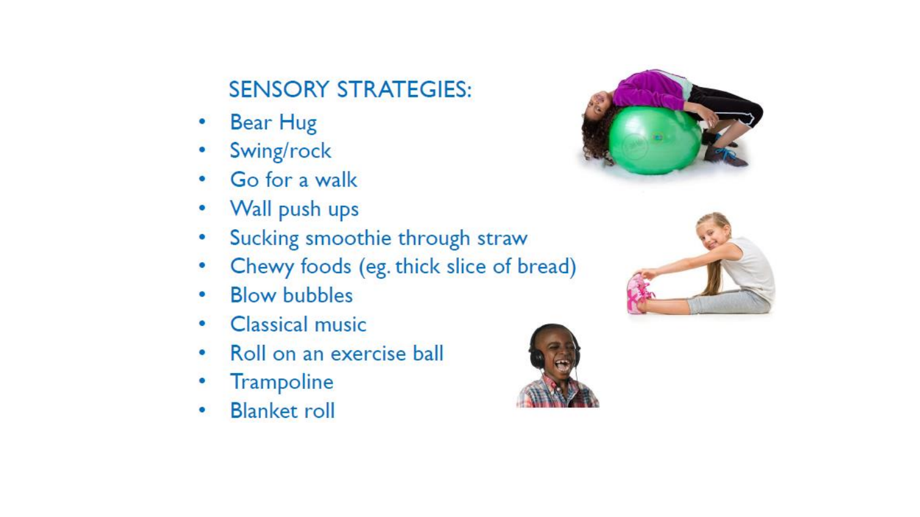## SENSORY STRATEGIES:

- Bear Hug
- Swing/rock
- Go for a walk
- Wall push ups
- Sucking smoothie through straw
- Chewy foods (eg. thick slice of bread)
- Blow bubbles
- Classical music
- Roll on an exercise ball
- Trampoline
- Blanket roll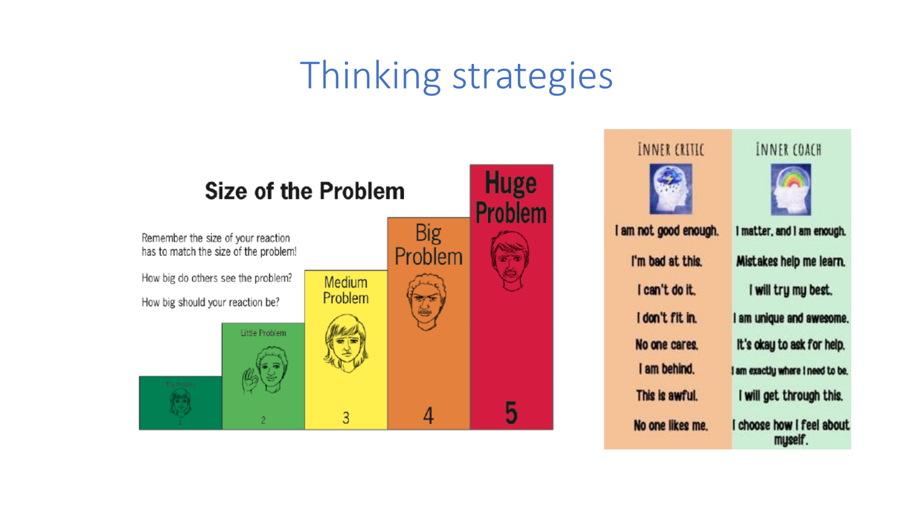# Thinking strategies

## Size of the Problem

Remember the size of your reaction has to match the size of the problem!

How big do others see the problem?

How big should your reaction be?

1. Tiny Problem
2. Little Problem
3. Medium Problem
4. Big Problem
5. Huge Problem

| INNER CRITIC | INNER COACH |
| --- | --- |
| I am not good enough. | I matter, and I am enough. |
| I'm bad at this. | Mistakes help me learn. |
| I can't do it. | I will try my best. |
| I don't fit in. | I am unique and awesome. |
| No one cares. | It's okay to ask for help. |
| I am behind. | I am exactly where I need to be. |
| This is awful. | I will get through this. |
| No one likes me. | I choose how I feel about myself. |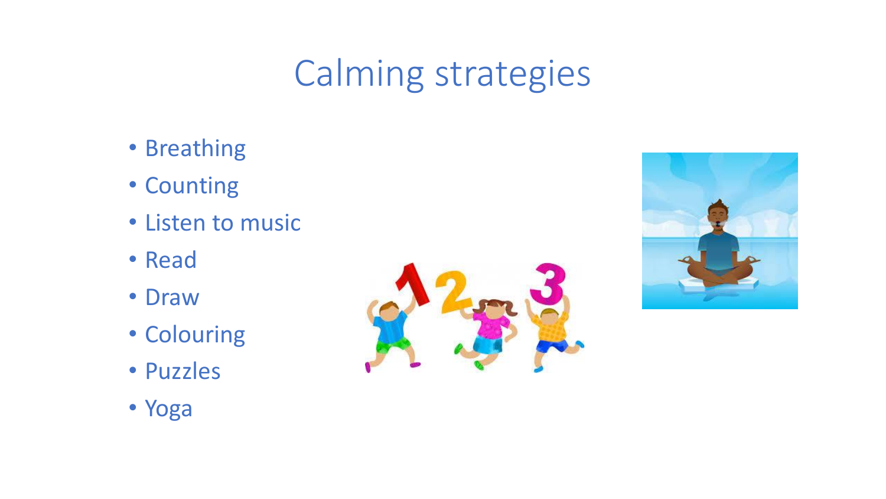# Calming strategies

- Breathing
- Counting
- Listen to music
- Read
- Draw
- Colouring
- Puzzles
- Yoga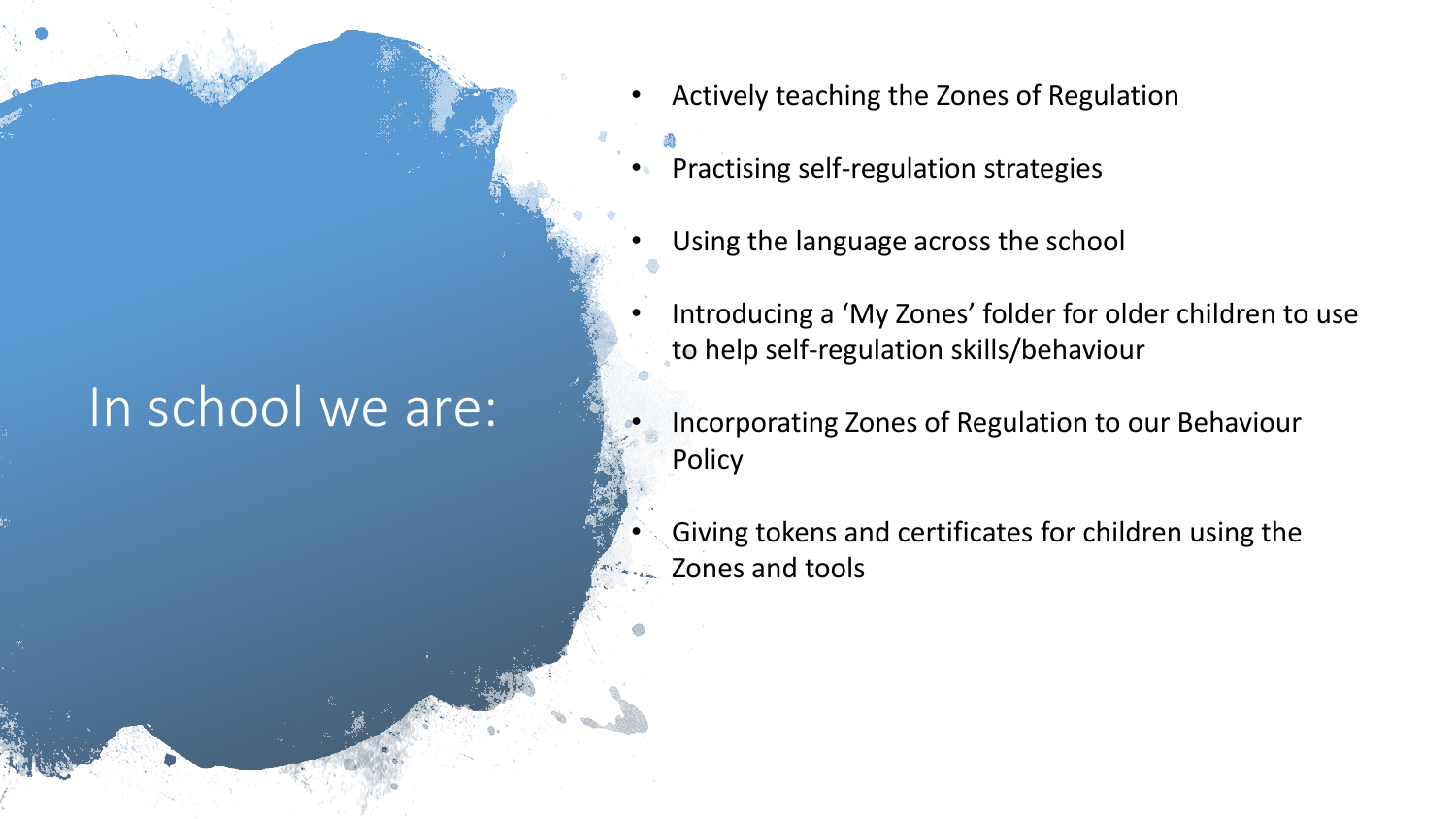# In school we are:

- Actively teaching the Zones of Regulation
- Practising self-regulation strategies
- Using the language across the school
- Introducing a 'My Zones' folder for older children to use to help self-regulation skills/behaviour
- Incorporating Zones of Regulation to our Behaviour Policy
- Giving tokens and certificates for children using the Zones and tools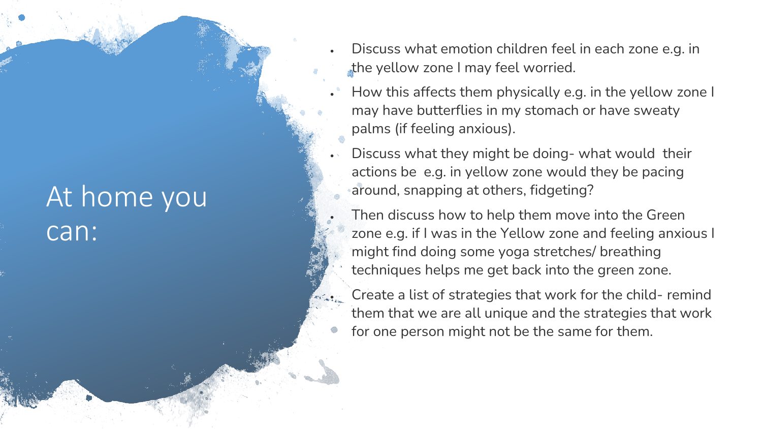# At home you can:

- Discuss what emotion children feel in each zone e.g. in the yellow zone I may feel worried.
- How this affects them physically e.g. in the yellow zone I may have butterflies in my stomach or have sweaty palms (if feeling anxious).
- Discuss what they might be doing- what would their actions be e.g. in yellow zone would they be pacing around, snapping at others, fidgeting?
- Then discuss how to help them move into the Green zone e.g. if I was in the Yellow zone and feeling anxious I might find doing some yoga stretches/ breathing techniques helps me get back into the green zone.
- Create a list of strategies that work for the child- remind them that we are all unique and the strategies that work for one person might not be the same for them.